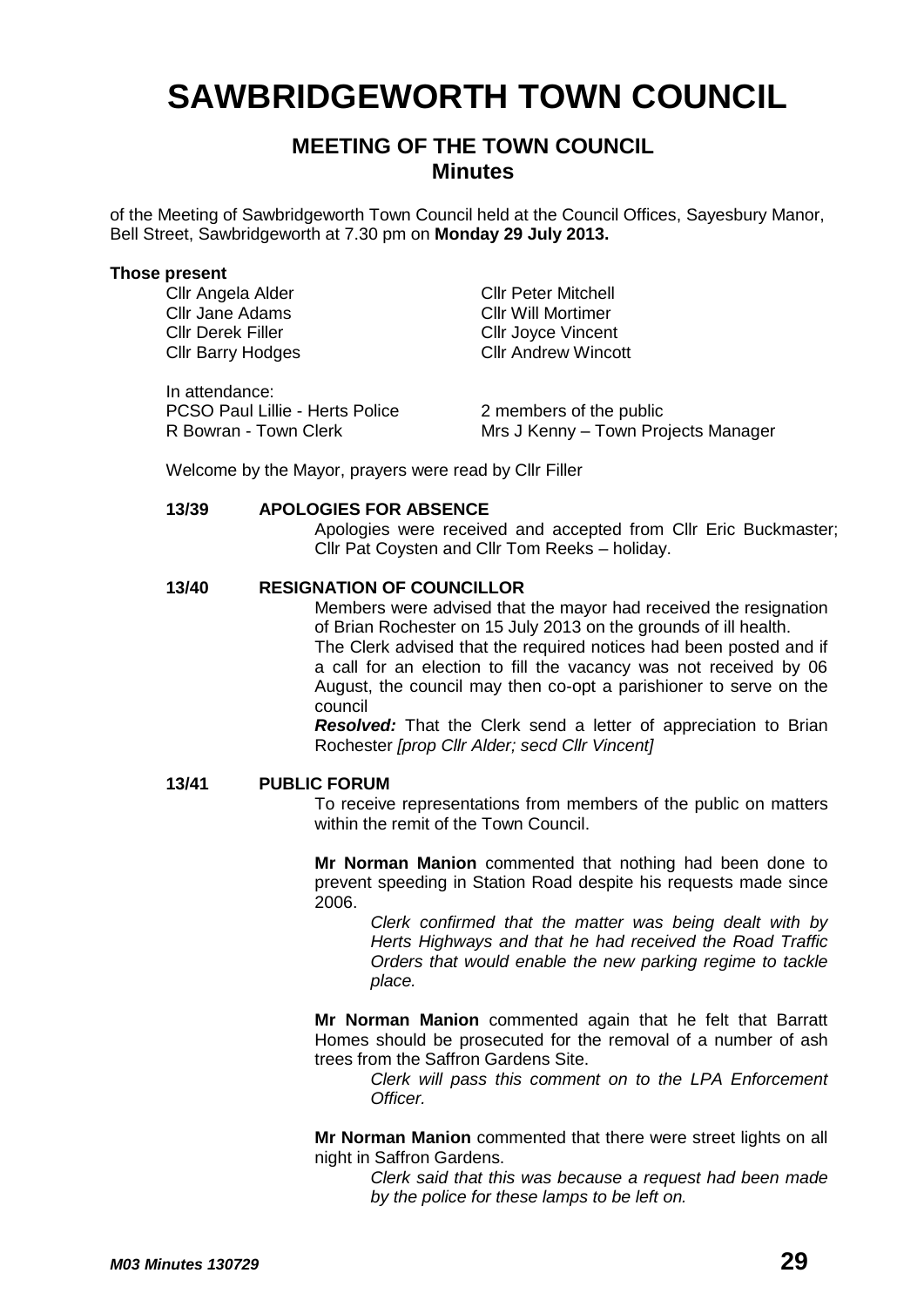# SAWBRIDGEWORTH TOWN COUNCIL

## MEETING OF THE TOWN COUNCIL
## Minutes

of the Meeting of Sawbridgeworth Town Council held at the Council Offices, Sayesbury Manor, Bell Street, Sawbridgeworth at 7.30 pm on **Monday 29 July 2013.**

**Those present**

Cllr Angela Alder
Cllr Jane Adams
Cllr Derek Filler
Cllr Barry Hodges
Cllr Peter Mitchell
Cllr Will Mortimer
Cllr Joyce Vincent
Cllr Andrew Wincott

In attendance:
PCSO Paul Lillie - Herts Police
R Bowran - Town Clerk
2 members of the public
Mrs J Kenny – Town Projects Manager

Welcome by the Mayor, prayers were read by Cllr Filler

**13/39 APOLOGIES FOR ABSENCE**

Apologies were received and accepted from Cllr Eric Buckmaster; Cllr Pat Coysten and Cllr Tom Reeks – holiday.

**13/40 RESIGNATION OF COUNCILLOR**

Members were advised that the mayor had received the resignation of Brian Rochester on 15 July 2013 on the grounds of ill health.
The Clerk advised that the required notices had been posted and if a call for an election to fill the vacancy was not received by 06 August, the council may then co-opt a parishioner to serve on the council

***Resolved:*** That the Clerk send a letter of appreciation to Brian Rochester *[prop Cllr Alder; secd Cllr Vincent]*

**13/41 PUBLIC FORUM**

To receive representations from members of the public on matters within the remit of the Town Council.

**Mr Norman Manion** commented that nothing had been done to prevent speeding in Station Road despite his requests made since 2006.

*Clerk confirmed that the matter was being dealt with by Herts Highways and that he had received the Road Traffic Orders that would enable the new parking regime to tackle place.*

**Mr Norman Manion** commented again that he felt that Barratt Homes should be prosecuted for the removal of a number of ash trees from the Saffron Gardens Site.

*Clerk will pass this comment on to the LPA Enforcement Officer.*

**Mr Norman Manion** commented that there were street lights on all night in Saffron Gardens.

*Clerk said that this was because a request had been made by the police for these lamps to be left on.*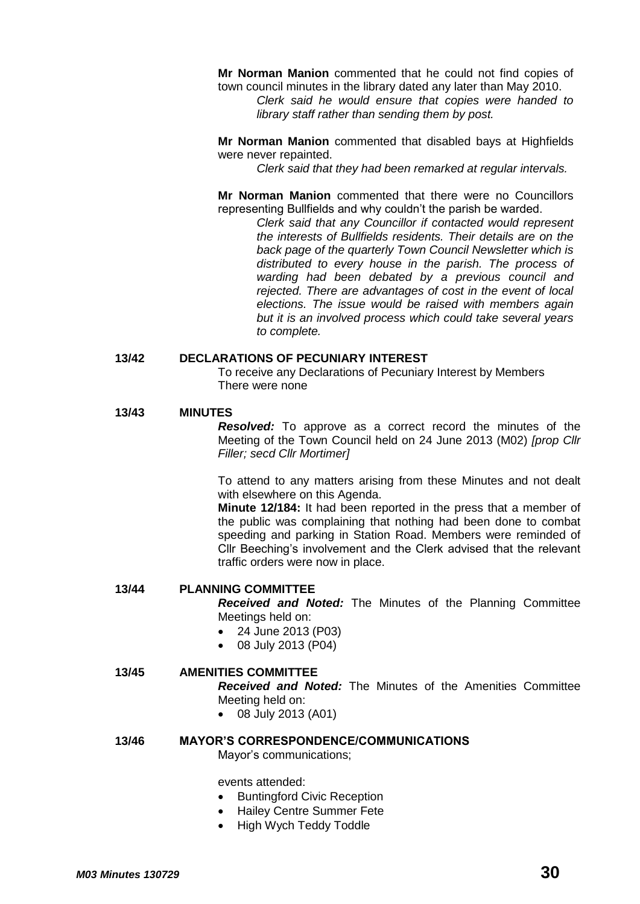**Mr Norman Manion** commented that he could not find copies of town council minutes in the library dated any later than May 2010.

*Clerk said he would ensure that copies were handed to library staff rather than sending them by post.*

**Mr Norman Manion** commented that disabled bays at Highfields were never repainted.

*Clerk said that they had been remarked at regular intervals.*

**Mr Norman Manion** commented that there were no Councillors representing Bullfields and why couldn't the parish be warded.

*Clerk said that any Councillor if contacted would represent the interests of Bullfields residents. Their details are on the back page of the quarterly Town Council Newsletter which is distributed to every house in the parish. The process of warding had been debated by a previous council and rejected. There are advantages of cost in the event of local elections. The issue would be raised with members again but it is an involved process which could take several years to complete.*

**13/42 DECLARATIONS OF PECUNIARY INTEREST**

To receive any Declarations of Pecuniary Interest by Members

There were none

**13/43 MINUTES**

***Resolved:*** To approve as a correct record the minutes of the Meeting of the Town Council held on 24 June 2013 (M02) *[prop Cllr Filler; secd Cllr Mortimer]*

To attend to any matters arising from these Minutes and not dealt with elsewhere on this Agenda.

**Minute 12/184:** It had been reported in the press that a member of the public was complaining that nothing had been done to combat speeding and parking in Station Road. Members were reminded of Cllr Beeching's involvement and the Clerk advised that the relevant traffic orders were now in place.

**13/44 PLANNING COMMITTEE**

***Received and Noted:*** The Minutes of the Planning Committee Meetings held on:

- 24 June 2013 (P03)
- 08 July 2013 (P04)

**13/45 AMENITIES COMMITTEE**

***Received and Noted:*** The Minutes of the Amenities Committee Meeting held on:

- 08 July 2013 (A01)

**13/46 MAYOR'S CORRESPONDENCE/COMMUNICATIONS**

Mayor's communications;

events attended:

- Buntingford Civic Reception
- Hailey Centre Summer Fete
- High Wych Teddy Toddle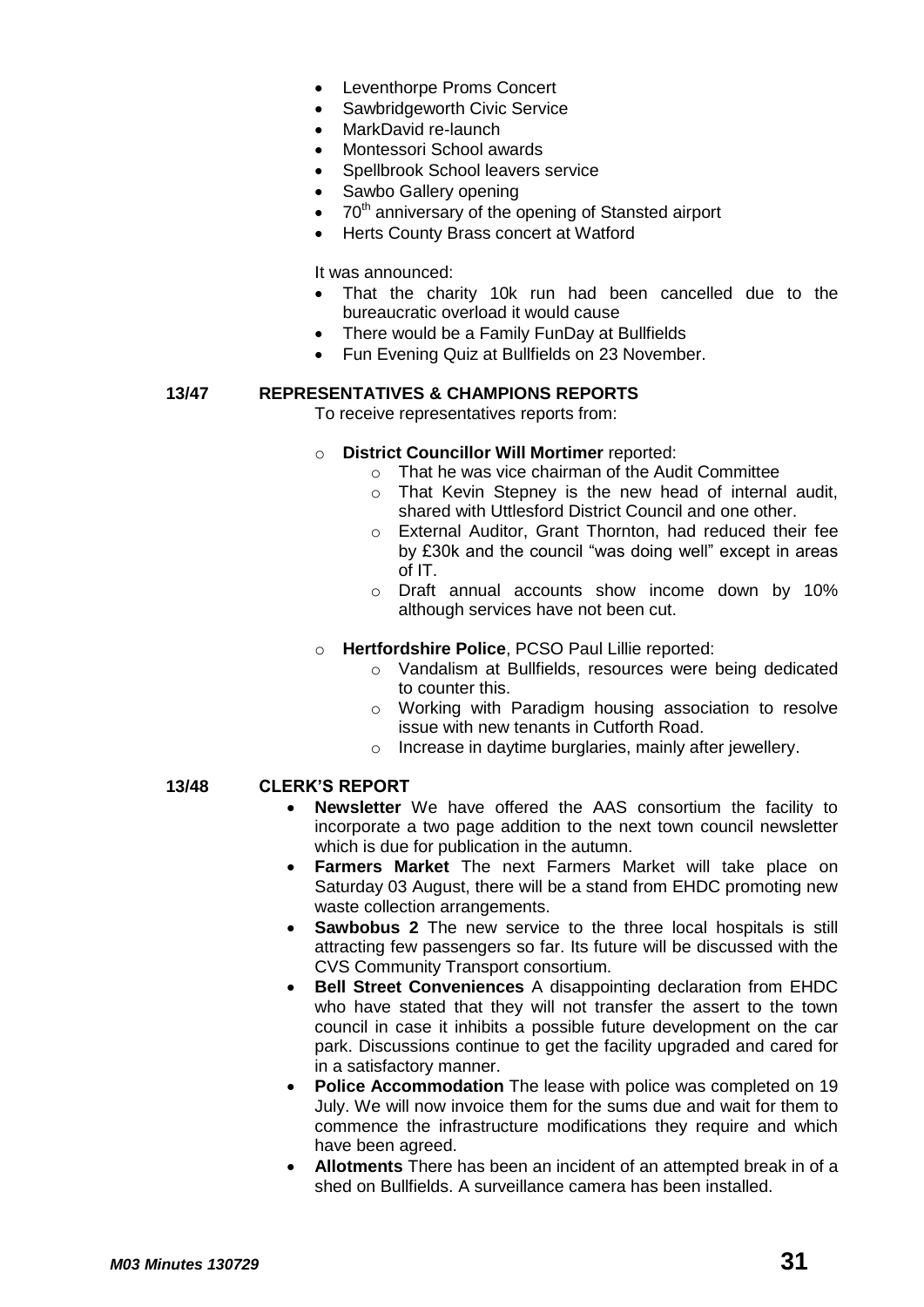- Leventhorpe Proms Concert
- Sawbridgeworth Civic Service
- MarkDavid re-launch
- Montessori School awards
- Spellbrook School leavers service
- Sawbo Gallery opening
- 70th anniversary of the opening of Stansted airport
- Herts County Brass concert at Watford

It was announced:

- That the charity 10k run had been cancelled due to the bureaucratic overload it would cause
- There would be a Family FunDay at Bullfields
- Fun Evening Quiz at Bullfields on 23 November.

**13/47 REPRESENTATIVES & CHAMPIONS REPORTS**

To receive representatives reports from:

- **District Councillor Will Mortimer** reported:
    - That he was vice chairman of the Audit Committee
    - That Kevin Stepney is the new head of internal audit, shared with Uttlesford District Council and one other.
    - External Auditor, Grant Thornton, had reduced their fee by £30k and the council "was doing well" except in areas of IT.
    - Draft annual accounts show income down by 10% although services have not been cut.
- **Hertfordshire Police**, PCSO Paul Lillie reported:
    - Vandalism at Bullfields, resources were being dedicated to counter this.
    - Working with Paradigm housing association to resolve issue with new tenants in Cutforth Road.
    - Increase in daytime burglaries, mainly after jewellery.

**13/48 CLERK'S REPORT**

- **Newsletter** We have offered the AAS consortium the facility to incorporate a two page addition to the next town council newsletter which is due for publication in the autumn.
- **Farmers Market** The next Farmers Market will take place on Saturday 03 August, there will be a stand from EHDC promoting new waste collection arrangements.
- **Sawbobus 2** The new service to the three local hospitals is still attracting few passengers so far. Its future will be discussed with the CVS Community Transport consortium.
- **Bell Street Conveniences** A disappointing declaration from EHDC who have stated that they will not transfer the assert to the town council in case it inhibits a possible future development on the car park. Discussions continue to get the facility upgraded and cared for in a satisfactory manner.
- **Police Accommodation** The lease with police was completed on 19 July. We will now invoice them for the sums due and wait for them to commence the infrastructure modifications they require and which have been agreed.
- **Allotments** There has been an incident of an attempted break in of a shed on Bullfields. A surveillance camera has been installed.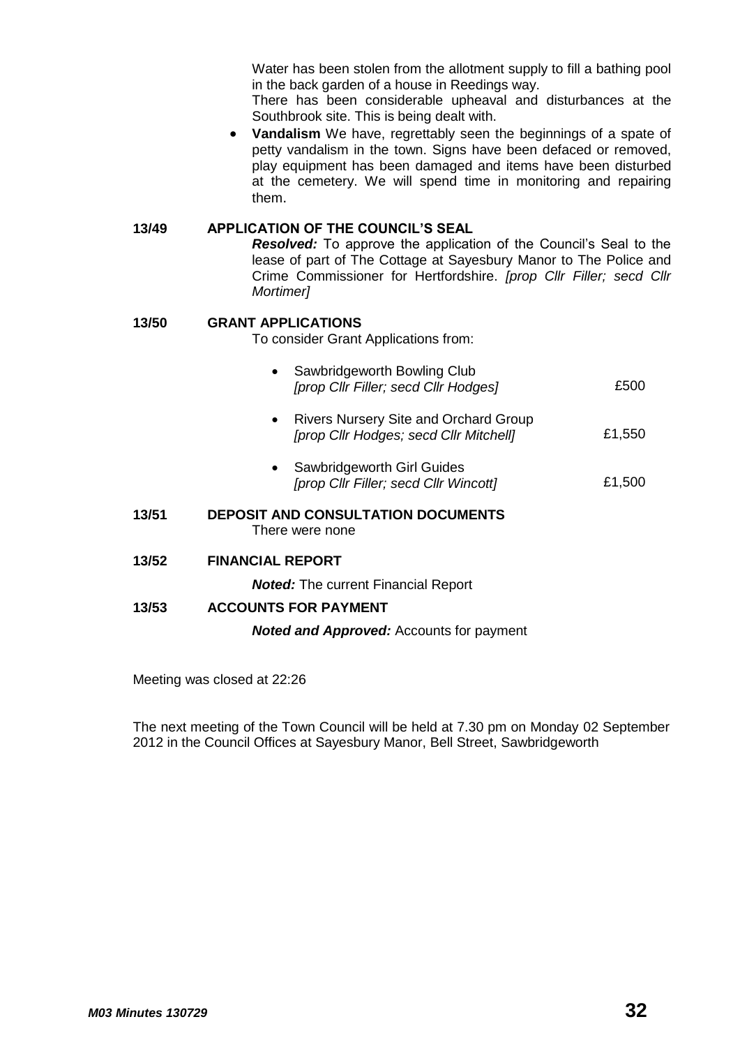Water has been stolen from the allotment supply to fill a bathing pool in the back garden of a house in Reedings way.
There has been considerable upheaval and disturbances at the Southbrook site. This is being dealt with.

- **Vandalism** We have, regrettably seen the beginnings of a spate of petty vandalism in the town. Signs have been defaced or removed, play equipment has been damaged and items have been disturbed at the cemetery. We will spend time in monitoring and repairing them.

**13/49 APPLICATION OF THE COUNCIL'S SEAL**

***Resolved:*** To approve the application of the Council's Seal to the lease of part of The Cottage at Sayesbury Manor to The Police and Crime Commissioner for Hertfordshire. *[prop Cllr Filler; secd Cllr Mortimer]*

**13/50 GRANT APPLICATIONS**

To consider Grant Applications from:

- Sawbridgeworth Bowling Club *[prop Cllr Filler; secd Cllr Hodges]* — £500
- Rivers Nursery Site and Orchard Group *[prop Cllr Hodges; secd Cllr Mitchell]* — £1,550
- Sawbridgeworth Girl Guides *[prop Cllr Filler; secd Cllr Wincott]* — £1,500

**13/51 DEPOSIT AND CONSULTATION DOCUMENTS**

There were none

**13/52 FINANCIAL REPORT**

***Noted:*** The current Financial Report

**13/53 ACCOUNTS FOR PAYMENT**

***Noted and Approved:*** Accounts for payment

Meeting was closed at 22:26

The next meeting of the Town Council will be held at 7.30 pm on Monday 02 September 2012 in the Council Offices at Sayesbury Manor, Bell Street, Sawbridgeworth